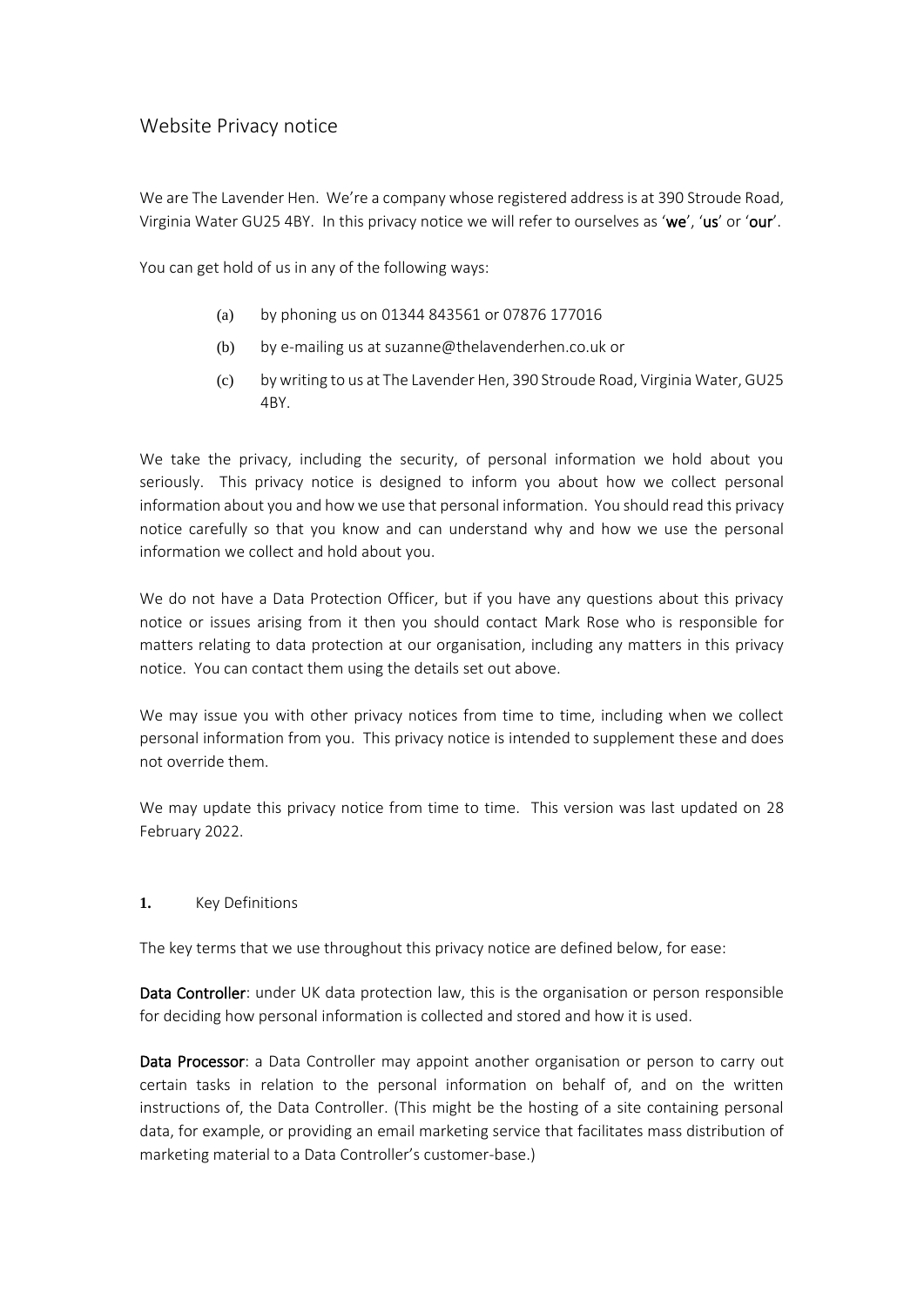# Website Privacy notice

We are The Lavender Hen. We're a company whose registered address is at 390 Stroude Road, Virginia Water GU25 4BY. In this privacy notice we will refer to ourselves as '**we**', '**us**' or '**our**'.

You can get hold of us in any of the following ways:

(a) by phoning us on 01344 843561 or 07876 177016

(b) by e-mailing us at suzanne@thelavenderhen.co.uk or

(c) by writing to us at The Lavender Hen, 390 Stroude Road, Virginia Water, GU25 4BY.

We take the privacy, including the security, of personal information we hold about you seriously. This privacy notice is designed to inform you about how we collect personal information about you and how we use that personal information. You should read this privacy notice carefully so that you know and can understand why and how we use the personal information we collect and hold about you.

We do not have a Data Protection Officer, but if you have any questions about this privacy notice or issues arising from it then you should contact Mark Rose who is responsible for matters relating to data protection at our organisation, including any matters in this privacy notice. You can contact them using the details set out above.

We may issue you with other privacy notices from time to time, including when we collect personal information from you. This privacy notice is intended to supplement these and does not override them.

We may update this privacy notice from time to time. This version was last updated on 28 February 2022.

## 1. Key Definitions

The key terms that we use throughout this privacy notice are defined below, for ease:

**Data Controller**: under UK data protection law, this is the organisation or person responsible for deciding how personal information is collected and stored and how it is used.

**Data Processor**: a Data Controller may appoint another organisation or person to carry out certain tasks in relation to the personal information on behalf of, and on the written instructions of, the Data Controller. (This might be the hosting of a site containing personal data, for example, or providing an email marketing service that facilitates mass distribution of marketing material to a Data Controller's customer-base.)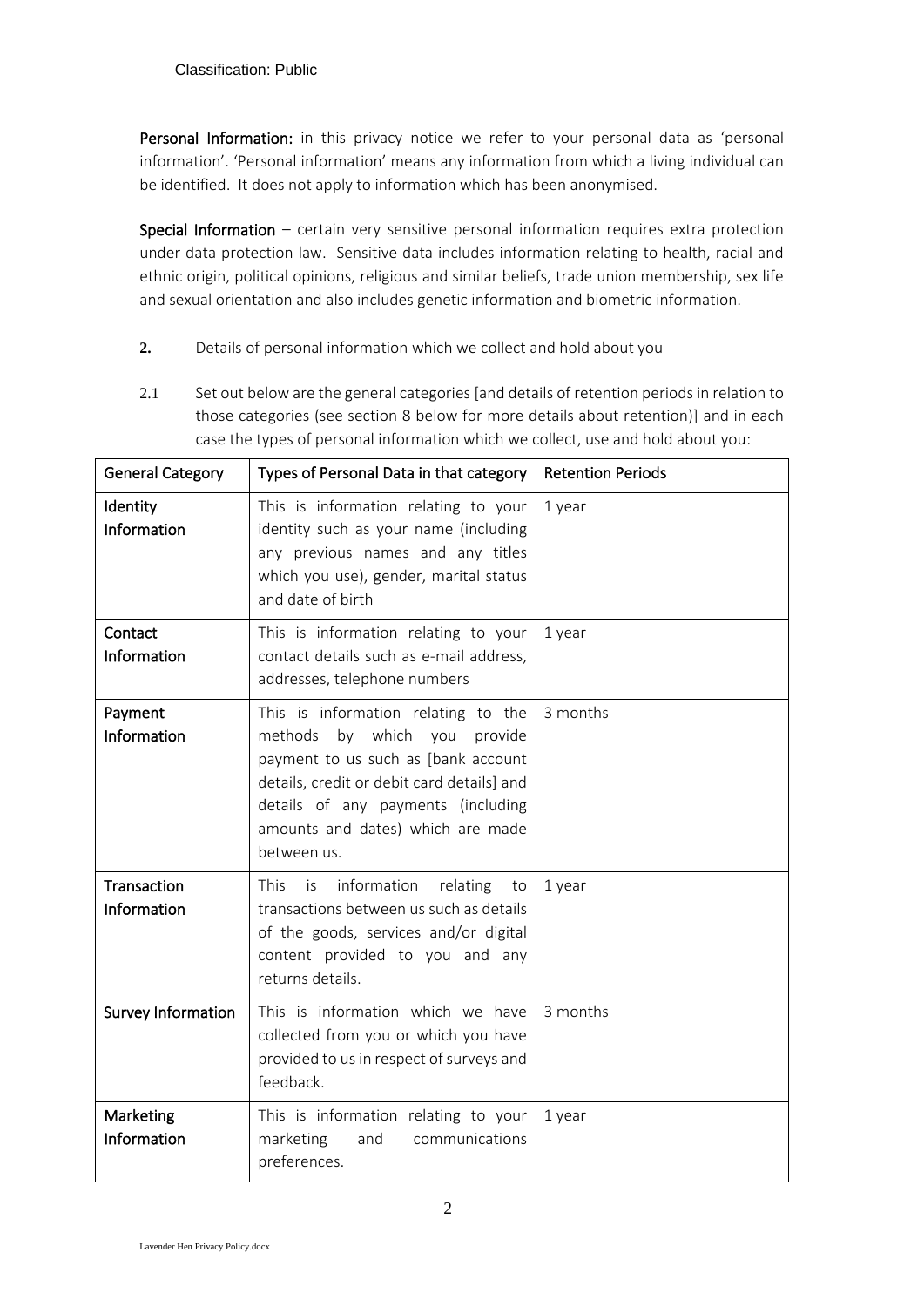**Personal Information:** in this privacy notice we refer to your personal data as 'personal information'. 'Personal information' means any information from which a living individual can be identified. It does not apply to information which has been anonymised.

**Special Information** – certain very sensitive personal information requires extra protection under data protection law. Sensitive data includes information relating to health, racial and ethnic origin, political opinions, religious and similar beliefs, trade union membership, sex life and sexual orientation and also includes genetic information and biometric information.

**2.** Details of personal information which we collect and hold about you

2.1 Set out below are the general categories [and details of retention periods in relation to those categories (see section 8 below for more details about retention)] and in each case the types of personal information which we collect, use and hold about you:

| General Category | Types of Personal Data in that category | Retention Periods |
|---|---|---|
| Identity Information | This is information relating to your identity such as your name (including any previous names and any titles which you use), gender, marital status and date of birth | 1 year |
| Contact Information | This is information relating to your contact details such as e-mail address, addresses, telephone numbers | 1 year |
| Payment Information | This is information relating to the methods by which you provide payment to us such as [bank account details, credit or debit card details] and details of any payments (including amounts and dates) which are made between us. | 3 months |
| Transaction Information | This is information relating to transactions between us such as details of the goods, services and/or digital content provided to you and any returns details. | 1 year |
| Survey Information | This is information which we have collected from you or which you have provided to us in respect of surveys and feedback. | 3 months |
| Marketing Information | This is information relating to your marketing and communications preferences. | 1 year |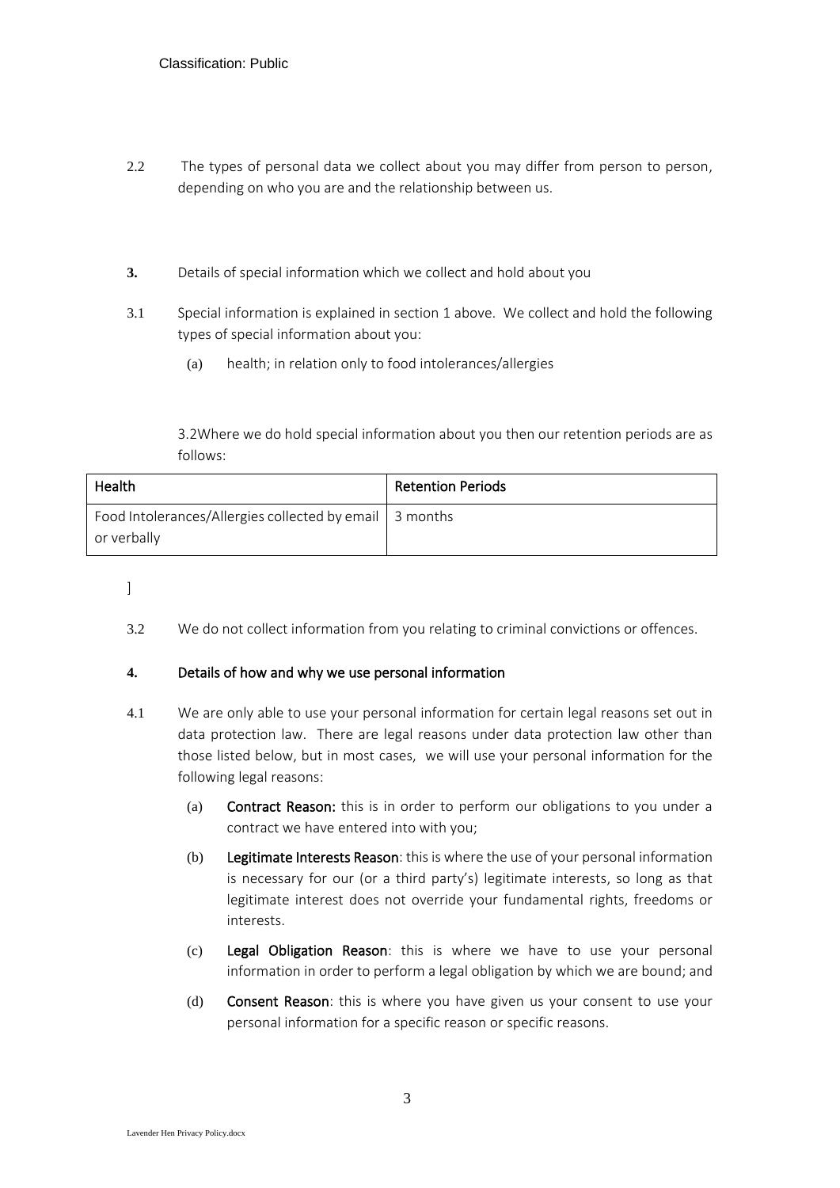2.2 The types of personal data we collect about you may differ from person to person, depending on who you are and the relationship between us.

**3.** Details of special information which we collect and hold about you

3.1 Special information is explained in section 1 above. We collect and hold the following types of special information about you:

(a) health; in relation only to food intolerances/allergies

3.2Where we do hold special information about you then our retention periods are as follows:

| Health | Retention Periods |
| --- | --- |
| Food Intolerances/Allergies collected by email or verbally | 3 months |

]

3.2 We do not collect information from you relating to criminal convictions or offences.

**4. Details of how and why we use personal information**

4.1 We are only able to use your personal information for certain legal reasons set out in data protection law. There are legal reasons under data protection law other than those listed below, but in most cases, we will use your personal information for the following legal reasons:

(a) **Contract Reason:** this is in order to perform our obligations to you under a contract we have entered into with you;

(b) **Legitimate Interests Reason**: this is where the use of your personal information is necessary for our (or a third party's) legitimate interests, so long as that legitimate interest does not override your fundamental rights, freedoms or interests.

(c) **Legal Obligation Reason**: this is where we have to use your personal information in order to perform a legal obligation by which we are bound; and

(d) **Consent Reason**: this is where you have given us your consent to use your personal information for a specific reason or specific reasons.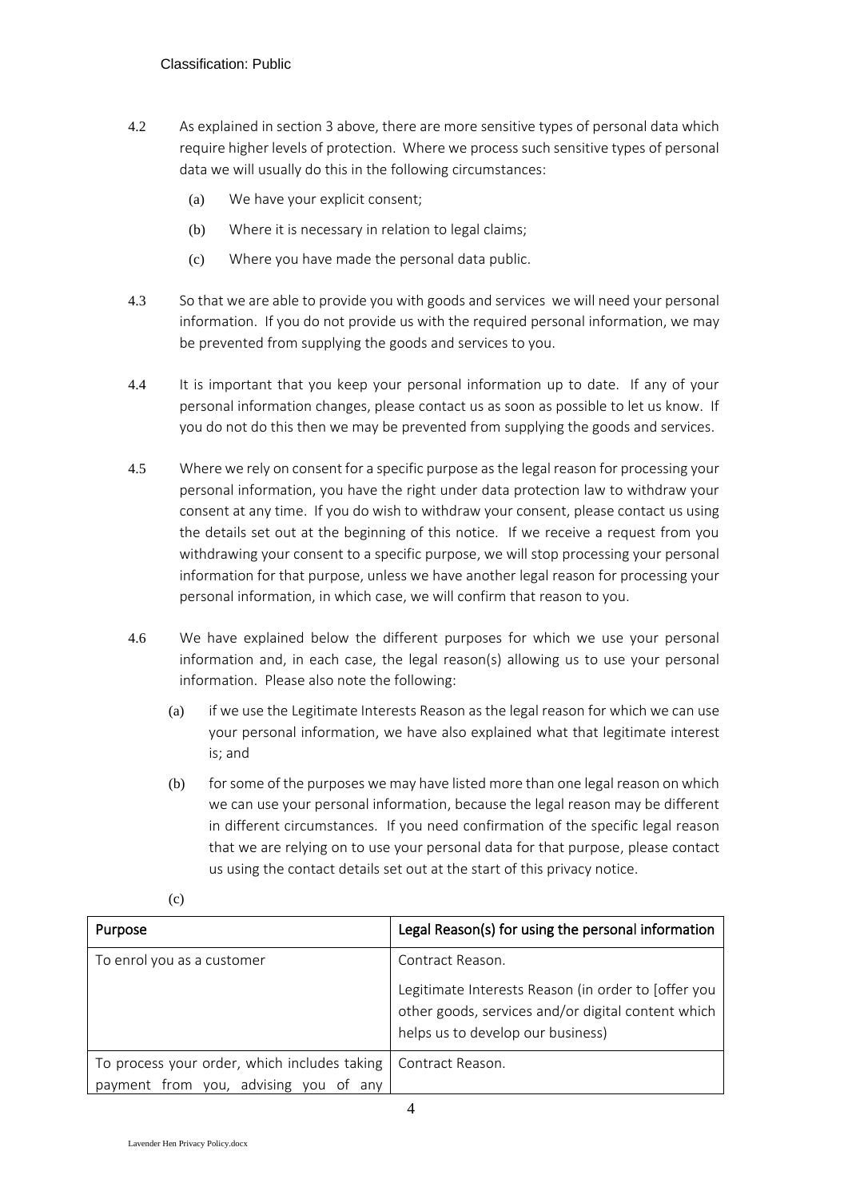4.2 As explained in section 3 above, there are more sensitive types of personal data which require higher levels of protection. Where we process such sensitive types of personal data we will usually do this in the following circumstances:

(a) We have your explicit consent;

(b) Where it is necessary in relation to legal claims;

(c) Where you have made the personal data public.

4.3 So that we are able to provide you with goods and services we will need your personal information. If you do not provide us with the required personal information, we may be prevented from supplying the goods and services to you.

4.4 It is important that you keep your personal information up to date. If any of your personal information changes, please contact us as soon as possible to let us know. If you do not do this then we may be prevented from supplying the goods and services.

4.5 Where we rely on consent for a specific purpose as the legal reason for processing your personal information, you have the right under data protection law to withdraw your consent at any time. If you do wish to withdraw your consent, please contact us using the details set out at the beginning of this notice. If we receive a request from you withdrawing your consent to a specific purpose, we will stop processing your personal information for that purpose, unless we have another legal reason for processing your personal information, in which case, we will confirm that reason to you.

4.6 We have explained below the different purposes for which we use your personal information and, in each case, the legal reason(s) allowing us to use your personal information. Please also note the following:

(a) if we use the Legitimate Interests Reason as the legal reason for which we can use your personal information, we have also explained what that legitimate interest is; and

(b) for some of the purposes we may have listed more than one legal reason on which we can use your personal information, because the legal reason may be different in different circumstances. If you need confirmation of the specific legal reason that we are relying on to use your personal data for that purpose, please contact us using the contact details set out at the start of this privacy notice.

(c)

| Purpose | Legal Reason(s) for using the personal information |
| --- | --- |
| To enrol you as a customer | Contract Reason.<br><br>Legitimate Interests Reason (in order to [offer you other goods, services and/or digital content which helps us to develop our business) |
| To process your order, which includes taking payment from you, advising you of any | Contract Reason. |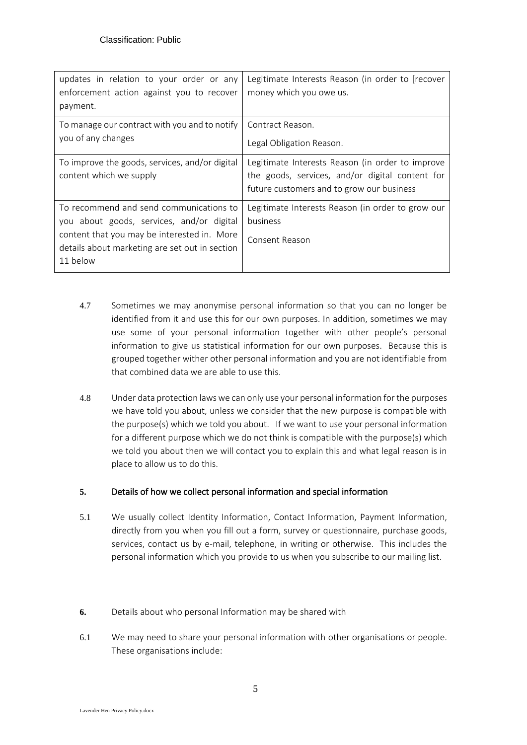| | |
|---|---|
| updates in relation to your order or any enforcement action against you to recover payment. | Legitimate Interests Reason (in order to [recover money which you owe us. |
| To manage our contract with you and to notify you of any changes | Contract Reason.<br><br>Legal Obligation Reason. |
| To improve the goods, services, and/or digital content which we supply | Legitimate Interests Reason (in order to improve the goods, services, and/or digital content for future customers and to grow our business |
| To recommend and send communications to you about goods, services, and/or digital content that you may be interested in. More details about marketing are set out in section 11 below | Legitimate Interests Reason (in order to grow our business<br><br>Consent Reason |

4.7 Sometimes we may anonymise personal information so that you can no longer be identified from it and use this for our own purposes. In addition, sometimes we may use some of your personal information together with other people's personal information to give us statistical information for our own purposes. Because this is grouped together wither other personal information and you are not identifiable from that combined data we are able to use this.

4.8 Under data protection laws we can only use your personal information for the purposes we have told you about, unless we consider that the new purpose is compatible with the purpose(s) which we told you about. If we want to use your personal information for a different purpose which we do not think is compatible with the purpose(s) which we told you about then we will contact you to explain this and what legal reason is in place to allow us to do this.

## 5. Details of how we collect personal information and special information

5.1 We usually collect Identity Information, Contact Information, Payment Information, directly from you when you fill out a form, survey or questionnaire, purchase goods, services, contact us by e-mail, telephone, in writing or otherwise. This includes the personal information which you provide to us when you subscribe to our mailing list.

## 6. Details about who personal Information may be shared with

6.1 We may need to share your personal information with other organisations or people. These organisations include: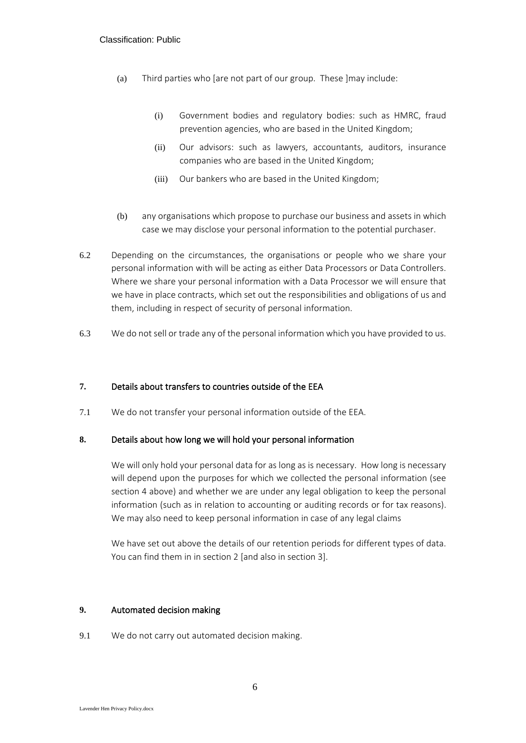(a) Third parties who [are not part of our group. These ]may include:

   (i) Government bodies and regulatory bodies: such as HMRC, fraud prevention agencies, who are based in the United Kingdom;

   (ii) Our advisors: such as lawyers, accountants, auditors, insurance companies who are based in the United Kingdom;

   (iii) Our bankers who are based in the United Kingdom;

(b) any organisations which propose to purchase our business and assets in which case we may disclose your personal information to the potential purchaser.

6.2 Depending on the circumstances, the organisations or people who we share your personal information with will be acting as either Data Processors or Data Controllers. Where we share your personal information with a Data Processor we will ensure that we have in place contracts, which set out the responsibilities and obligations of us and them, including in respect of security of personal information.

6.3 We do not sell or trade any of the personal information which you have provided to us.

## 7. Details about transfers to countries outside of the EEA

7.1 We do not transfer your personal information outside of the EEA.

## 8. Details about how long we will hold your personal information

We will only hold your personal data for as long as is necessary. How long is necessary will depend upon the purposes for which we collected the personal information (see section 4 above) and whether we are under any legal obligation to keep the personal information (such as in relation to accounting or auditing records or for tax reasons). We may also need to keep personal information in case of any legal claims

We have set out above the details of our retention periods for different types of data. You can find them in in section 2 [and also in section 3].

## 9. Automated decision making

9.1 We do not carry out automated decision making.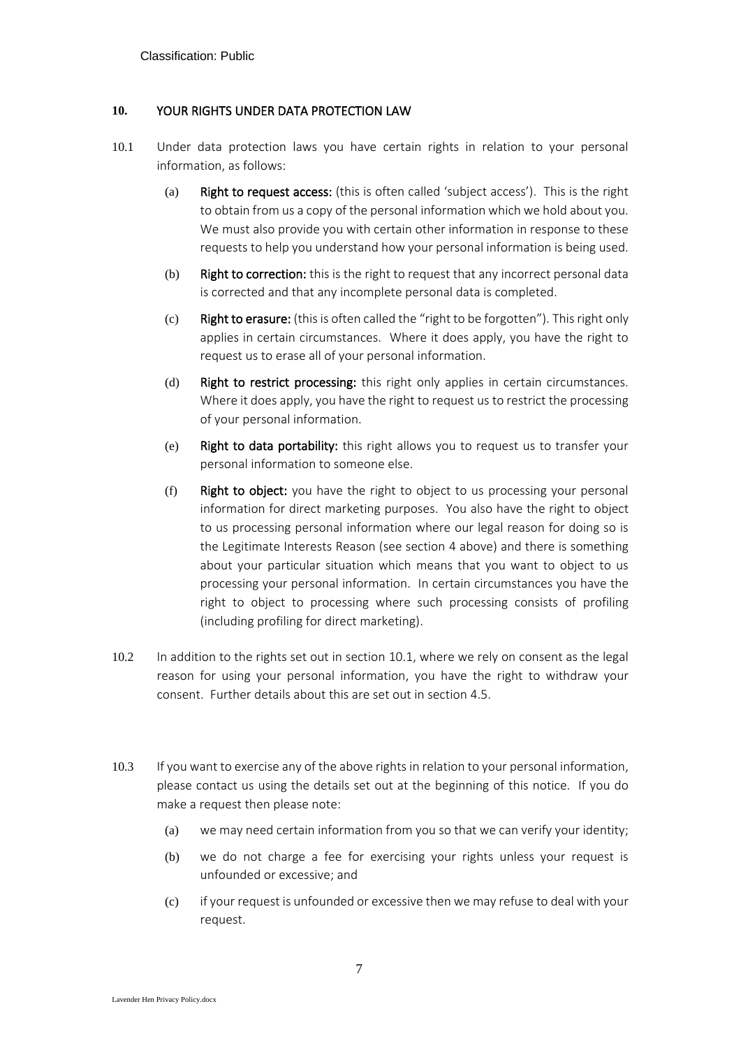## 10. YOUR RIGHTS UNDER DATA PROTECTION LAW

10.1 Under data protection laws you have certain rights in relation to your personal information, as follows:

(a) **Right to request access:** (this is often called 'subject access'). This is the right to obtain from us a copy of the personal information which we hold about you. We must also provide you with certain other information in response to these requests to help you understand how your personal information is being used.

(b) **Right to correction:** this is the right to request that any incorrect personal data is corrected and that any incomplete personal data is completed.

(c) **Right to erasure:** (this is often called the "right to be forgotten"). This right only applies in certain circumstances. Where it does apply, you have the right to request us to erase all of your personal information.

(d) **Right to restrict processing:** this right only applies in certain circumstances. Where it does apply, you have the right to request us to restrict the processing of your personal information.

(e) **Right to data portability:** this right allows you to request us to transfer your personal information to someone else.

(f) **Right to object:** you have the right to object to us processing your personal information for direct marketing purposes. You also have the right to object to us processing personal information where our legal reason for doing so is the Legitimate Interests Reason (see section 4 above) and there is something about your particular situation which means that you want to object to us processing your personal information. In certain circumstances you have the right to object to processing where such processing consists of profiling (including profiling for direct marketing).

10.2 In addition to the rights set out in section 10.1, where we rely on consent as the legal reason for using your personal information, you have the right to withdraw your consent. Further details about this are set out in section 4.5.

10.3 If you want to exercise any of the above rights in relation to your personal information, please contact us using the details set out at the beginning of this notice. If you do make a request then please note:

(a) we may need certain information from you so that we can verify your identity;

(b) we do not charge a fee for exercising your rights unless your request is unfounded or excessive; and

(c) if your request is unfounded or excessive then we may refuse to deal with your request.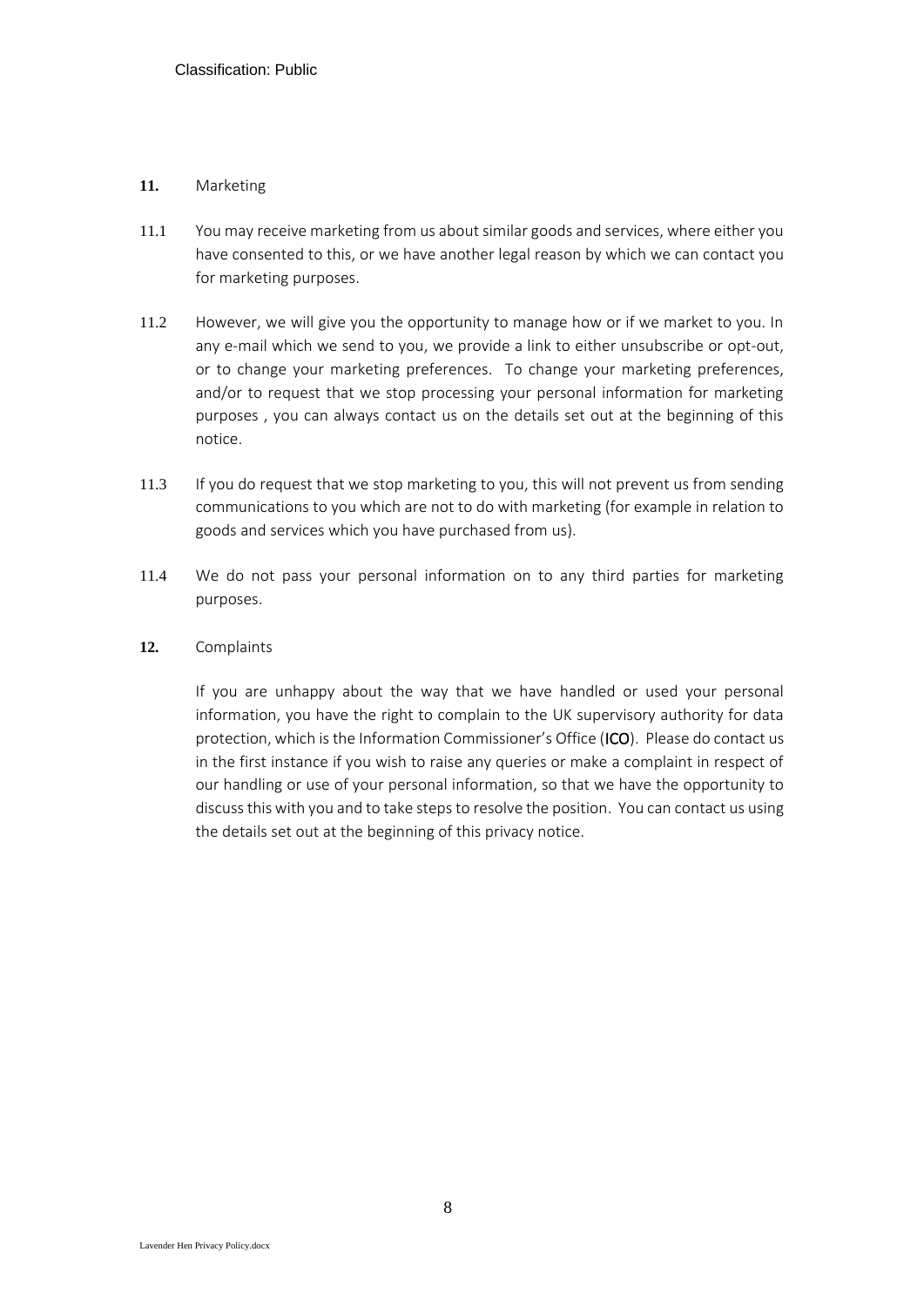## 11. Marketing

11.1 You may receive marketing from us about similar goods and services, where either you have consented to this, or we have another legal reason by which we can contact you for marketing purposes.

11.2 However, we will give you the opportunity to manage how or if we market to you. In any e-mail which we send to you, we provide a link to either unsubscribe or opt-out, or to change your marketing preferences. To change your marketing preferences, and/or to request that we stop processing your personal information for marketing purposes , you can always contact us on the details set out at the beginning of this notice.

11.3 If you do request that we stop marketing to you, this will not prevent us from sending communications to you which are not to do with marketing (for example in relation to goods and services which you have purchased from us).

11.4 We do not pass your personal information on to any third parties for marketing purposes.

## 12. Complaints

If you are unhappy about the way that we have handled or used your personal information, you have the right to complain to the UK supervisory authority for data protection, which is the Information Commissioner's Office (**ICO**). Please do contact us in the first instance if you wish to raise any queries or make a complaint in respect of our handling or use of your personal information, so that we have the opportunity to discuss this with you and to take steps to resolve the position. You can contact us using the details set out at the beginning of this privacy notice.